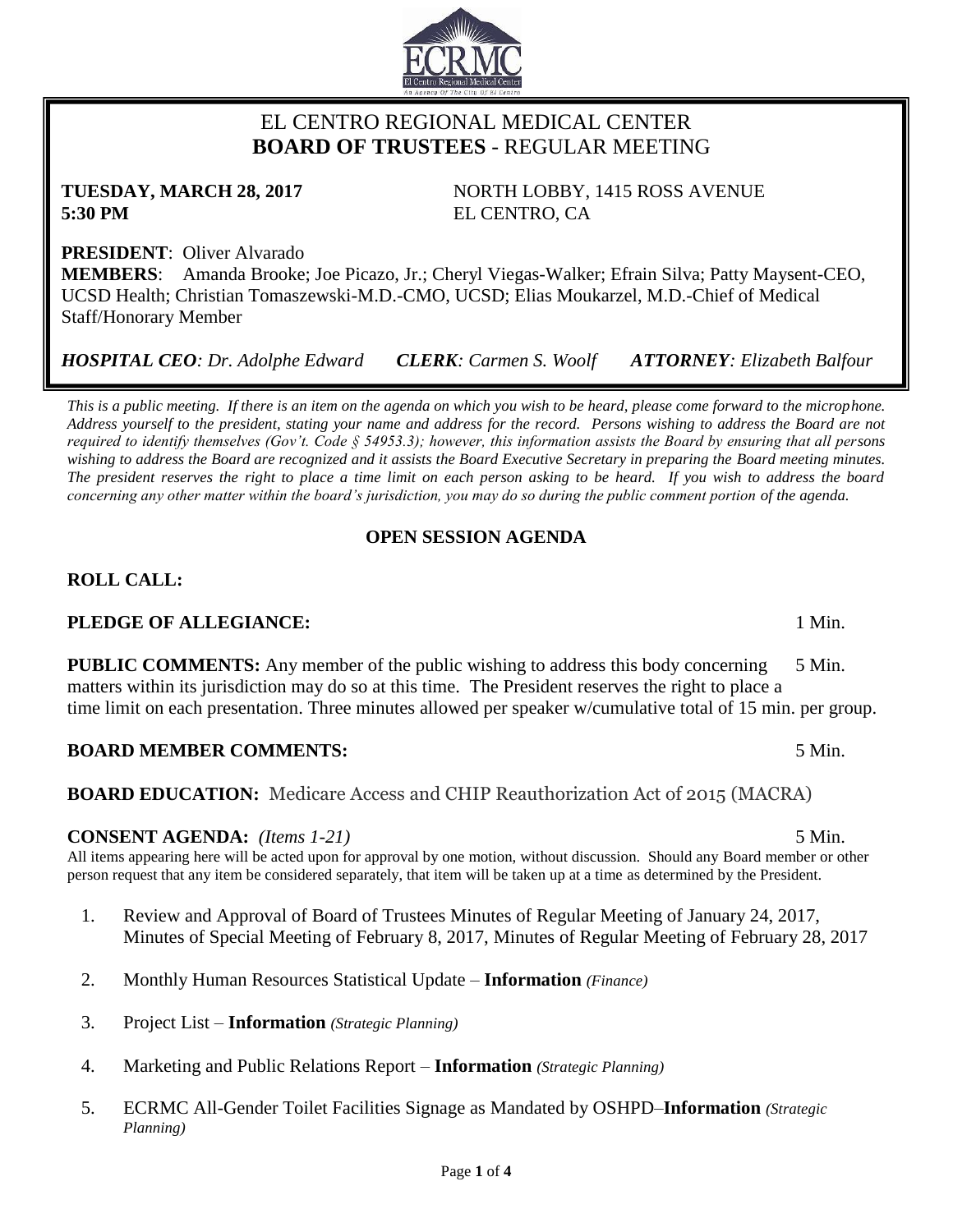# EL CENTRO REGIONAL MEDICAL CENTER
## BOARD OF TRUSTEES - REGULAR MEETING

**TUESDAY, MARCH 28, 2017**
**5:30 PM**

NORTH LOBBY, 1415 ROSS AVENUE
EL CENTRO, CA

**PRESIDENT**: Oliver Alvarado
**MEMBERS**: Amanda Brooke; Joe Picazo, Jr.; Cheryl Viegas-Walker; Efrain Silva; Patty Maysent-CEO, UCSD Health; Christian Tomaszewski-M.D.-CMO, UCSD; Elias Moukarzel, M.D.-Chief of Medical Staff/Honorary Member

***HOSPITAL CEO**: Dr. Adolphe Edward* ***CLERK**: Carmen S. Woolf* ***ATTORNEY**: Elizabeth Balfour*

*This is a public meeting. If there is an item on the agenda on which you wish to be heard, please come forward to the microphone. Address yourself to the president, stating your name and address for the record. Persons wishing to address the Board are not required to identify themselves (Gov't. Code § 54953.3); however, this information assists the Board by ensuring that all persons wishing to address the Board are recognized and it assists the Board Executive Secretary in preparing the Board meeting minutes. The president reserves the right to place a time limit on each person asking to be heard. If you wish to address the board concerning any other matter within the board's jurisdiction, you may do so during the public comment portion of the agenda.*

### OPEN SESSION AGENDA

**ROLL CALL:**

**PLEDGE OF ALLEGIANCE:** 1 Min.

**PUBLIC COMMENTS:** Any member of the public wishing to address this body concerning matters within its jurisdiction may do so at this time. The President reserves the right to place a time limit on each presentation. Three minutes allowed per speaker w/cumulative total of 15 min. per group. 5 Min.

**BOARD MEMBER COMMENTS:** 5 Min.

**BOARD EDUCATION:** Medicare Access and CHIP Reauthorization Act of 2015 (MACRA)

**CONSENT AGENDA:** *(Items 1-21)* 5 Min.

All items appearing here will be acted upon for approval by one motion, without discussion. Should any Board member or other person request that any item be considered separately, that item will be taken up at a time as determined by the President.

1. Review and Approval of Board of Trustees Minutes of Regular Meeting of January 24, 2017, Minutes of Special Meeting of February 8, 2017, Minutes of Regular Meeting of February 28, 2017
2. Monthly Human Resources Statistical Update – **Information** *(Finance)*
3. Project List – **Information** *(Strategic Planning)*
4. Marketing and Public Relations Report – **Information** *(Strategic Planning)*
5. ECRMC All-Gender Toilet Facilities Signage as Mandated by OSHPD–**Information** *(Strategic Planning)*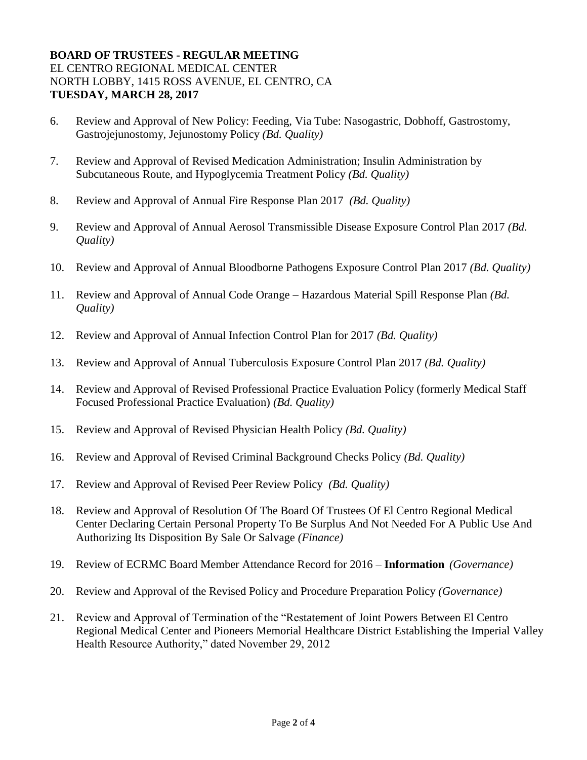**BOARD OF TRUSTEES - REGULAR MEETING**
EL CENTRO REGIONAL MEDICAL CENTER
NORTH LOBBY, 1415 ROSS AVENUE, EL CENTRO, CA
**TUESDAY, MARCH 28, 2017**

6. Review and Approval of New Policy: Feeding, Via Tube: Nasogastric, Dobhoff, Gastrostomy, Gastrojejunostomy, Jejunostomy Policy *(Bd. Quality)*

7. Review and Approval of Revised Medication Administration; Insulin Administration by Subcutaneous Route, and Hypoglycemia Treatment Policy *(Bd. Quality)*

8. Review and Approval of Annual Fire Response Plan 2017 *(Bd. Quality)*

9. Review and Approval of Annual Aerosol Transmissible Disease Exposure Control Plan 2017 *(Bd. Quality)*

10. Review and Approval of Annual Bloodborne Pathogens Exposure Control Plan 2017 *(Bd. Quality)*

11. Review and Approval of Annual Code Orange – Hazardous Material Spill Response Plan *(Bd. Quality)*

12. Review and Approval of Annual Infection Control Plan for 2017 *(Bd. Quality)*

13. Review and Approval of Annual Tuberculosis Exposure Control Plan 2017 *(Bd. Quality)*

14. Review and Approval of Revised Professional Practice Evaluation Policy (formerly Medical Staff Focused Professional Practice Evaluation) *(Bd. Quality)*

15. Review and Approval of Revised Physician Health Policy *(Bd. Quality)*

16. Review and Approval of Revised Criminal Background Checks Policy *(Bd. Quality)*

17. Review and Approval of Revised Peer Review Policy *(Bd. Quality)*

18. Review and Approval of Resolution Of The Board Of Trustees Of El Centro Regional Medical Center Declaring Certain Personal Property To Be Surplus And Not Needed For A Public Use And Authorizing Its Disposition By Sale Or Salvage *(Finance)*

19. Review of ECRMC Board Member Attendance Record for 2016 – **Information** *(Governance)*

20. Review and Approval of the Revised Policy and Procedure Preparation Policy *(Governance)*

21. Review and Approval of Termination of the "Restatement of Joint Powers Between El Centro Regional Medical Center and Pioneers Memorial Healthcare District Establishing the Imperial Valley Health Resource Authority," dated November 29, 2012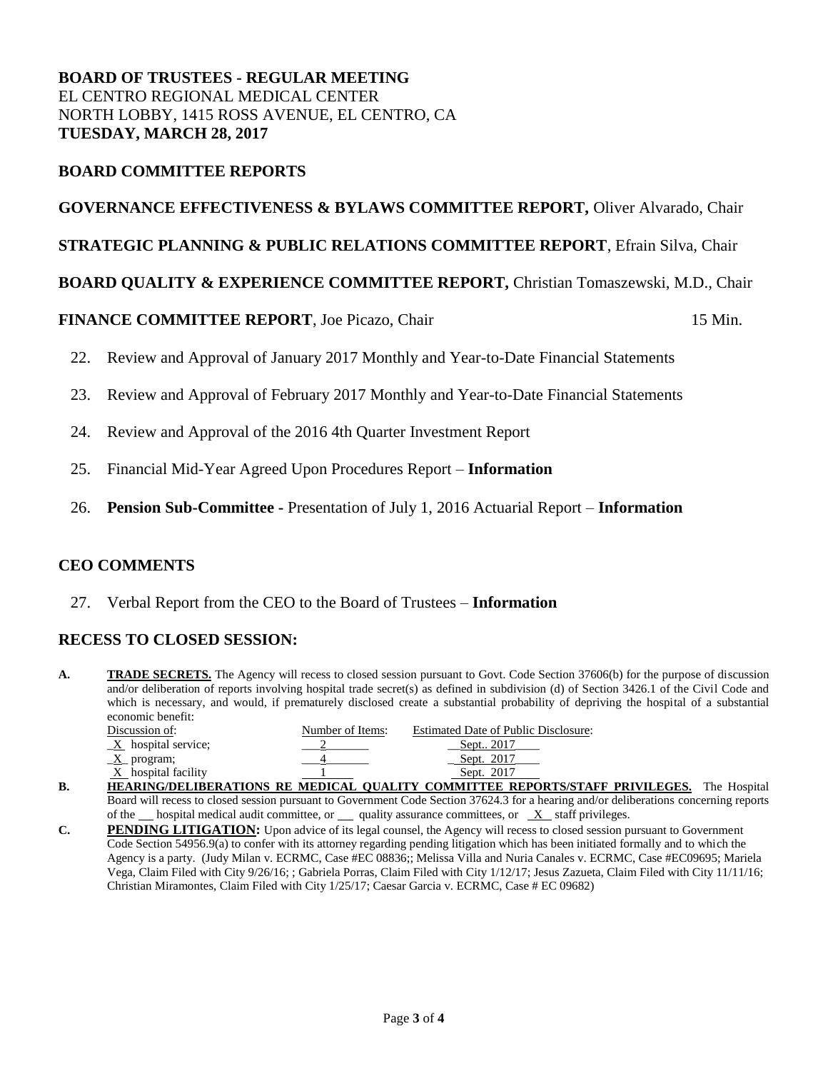**BOARD OF TRUSTEES - REGULAR MEETING**
EL CENTRO REGIONAL MEDICAL CENTER
NORTH LOBBY, 1415 ROSS AVENUE, EL CENTRO, CA
**TUESDAY, MARCH 28, 2017**

## BOARD COMMITTEE REPORTS

**GOVERNANCE EFFECTIVENESS & BYLAWS COMMITTEE REPORT,** Oliver Alvarado, Chair

**STRATEGIC PLANNING & PUBLIC RELATIONS COMMITTEE REPORT**, Efrain Silva, Chair

**BOARD QUALITY & EXPERIENCE COMMITTEE REPORT,** Christian Tomaszewski, M.D., Chair

**FINANCE COMMITTEE REPORT**, Joe Picazo, Chair 15 Min.

22. Review and Approval of January 2017 Monthly and Year-to-Date Financial Statements
23. Review and Approval of February 2017 Monthly and Year-to-Date Financial Statements
24. Review and Approval of the 2016 4th Quarter Investment Report
25. Financial Mid-Year Agreed Upon Procedures Report – **Information**
26. **Pension Sub-Committee -** Presentation of July 1, 2016 Actuarial Report – **Information**

## CEO COMMENTS

27. Verbal Report from the CEO to the Board of Trustees – **Information**

## RECESS TO CLOSED SESSION:

**A.** **TRADE SECRETS.** The Agency will recess to closed session pursuant to Govt. Code Section 37606(b) for the purpose of discussion and/or deliberation of reports involving hospital trade secret(s) as defined in subdivision (d) of Section 3426.1 of the Civil Code and which is necessary, and would, if prematurely disclosed create a substantial probability of depriving the hospital of a substantial economic benefit:

| Discussion of: | Number of Items: | Estimated Date of Public Disclosure: |
|---|---|---|
| X hospital service; | 2 | Sept.. 2017 |
| X program; | 4 | Sept. 2017 |
| X hospital facility | 1 | Sept. 2017 |

**B.** **HEARING/DELIBERATIONS RE MEDICAL QUALITY COMMITTEE REPORTS/STAFF PRIVILEGES.** The Hospital Board will recess to closed session pursuant to Government Code Section 37624.3 for a hearing and/or deliberations concerning reports of the \_\_ hospital medical audit committee, or \_\_ quality assurance committees, or X staff privileges.

**C.** **PENDING LITIGATION:** Upon advice of its legal counsel, the Agency will recess to closed session pursuant to Government Code Section 54956.9(a) to confer with its attorney regarding pending litigation which has been initiated formally and to which the Agency is a party. (Judy Milan v. ECRMC, Case #EC 08836;; Melissa Villa and Nuria Canales v. ECRMC, Case #EC09695; Mariela Vega, Claim Filed with City 9/26/16; ; Gabriela Porras, Claim Filed with City 1/12/17; Jesus Zazueta, Claim Filed with City 11/11/16; Christian Miramontes, Claim Filed with City 1/25/17; Caesar Garcia v. ECRMC, Case # EC 09682)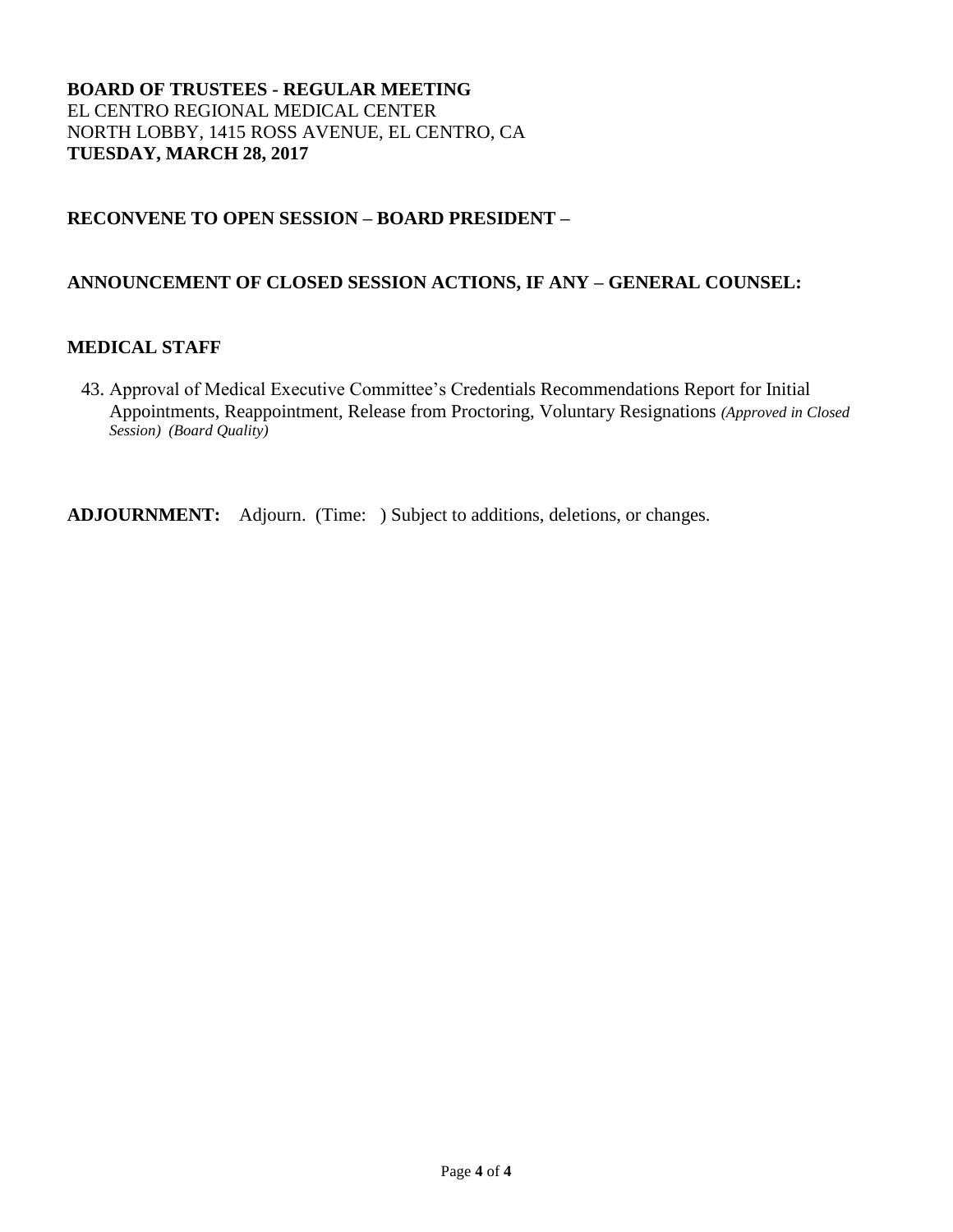**BOARD OF TRUSTEES - REGULAR MEETING**
EL CENTRO REGIONAL MEDICAL CENTER
NORTH LOBBY, 1415 ROSS AVENUE, EL CENTRO, CA
**TUESDAY, MARCH 28, 2017**

## RECONVENE TO OPEN SESSION – BOARD PRESIDENT –

## ANNOUNCEMENT OF CLOSED SESSION ACTIONS, IF ANY – GENERAL COUNSEL:

## MEDICAL STAFF

43. Approval of Medical Executive Committee's Credentials Recommendations Report for Initial Appointments, Reappointment, Release from Proctoring, Voluntary Resignations *(Approved in Closed Session) (Board Quality)*

**ADJOURNMENT:** Adjourn. (Time: ) Subject to additions, deletions, or changes.